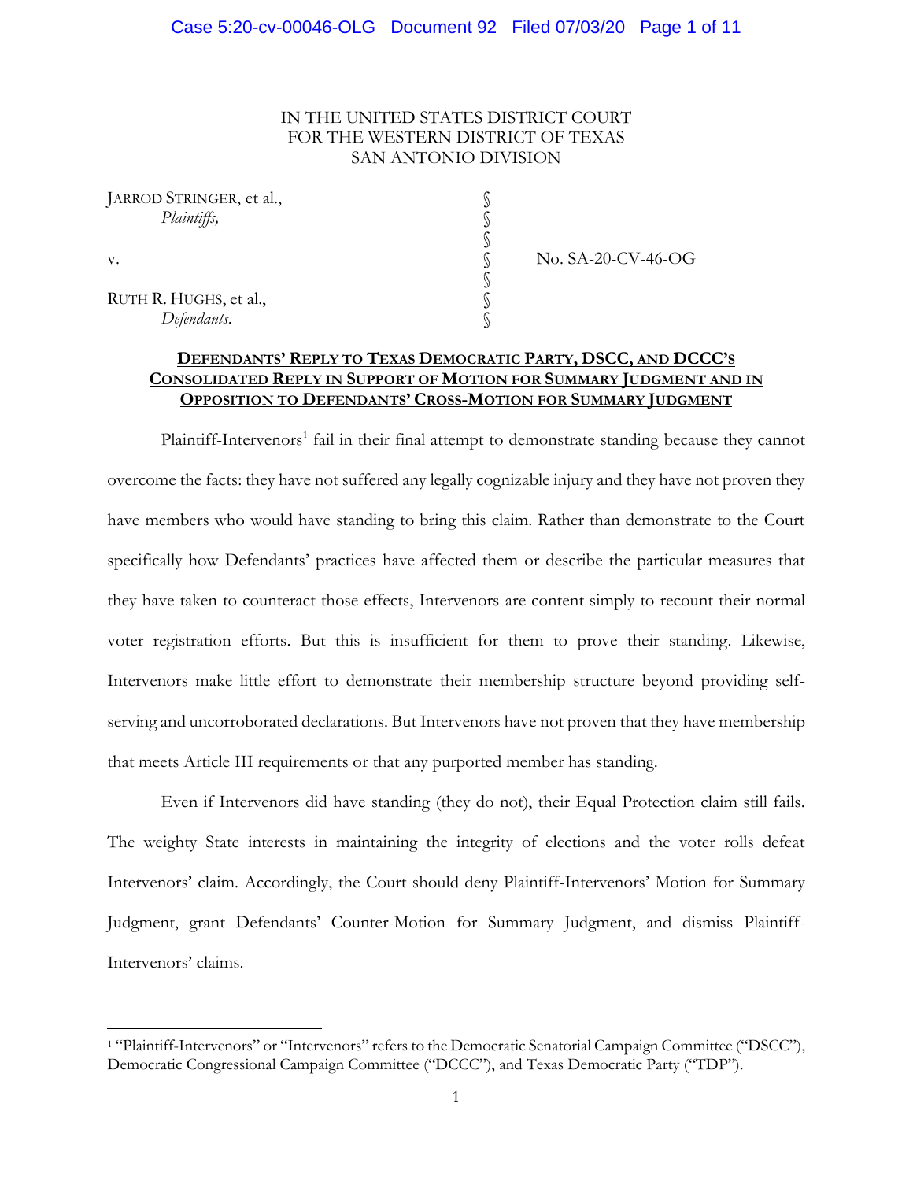IN THE UNITED STATES DISTRICT COURT
FOR THE WESTERN DISTRICT OF TEXAS
SAN ANTONIO DIVISION

| | | |
|---|---|---|
| JARROD STRINGER, et al., *Plaintiffs,* | § § § | |
| v. | § | No. SA-20-CV-46-OG |
| RUTH R. HUGHS, et al., *Defendants.* | § § § | |

**DEFENDANTS' REPLY TO TEXAS DEMOCRATIC PARTY, DSCC, AND DCCC'S CONSOLIDATED REPLY IN SUPPORT OF MOTION FOR SUMMARY JUDGMENT AND IN OPPOSITION TO DEFENDANTS' CROSS-MOTION FOR SUMMARY JUDGMENT**

Plaintiff-Intervenors[1] fail in their final attempt to demonstrate standing because they cannot overcome the facts: they have not suffered any legally cognizable injury and they have not proven they have members who would have standing to bring this claim. Rather than demonstrate to the Court specifically how Defendants' practices have affected them or describe the particular measures that they have taken to counteract those effects, Intervenors are content simply to recount their normal voter registration efforts. But this is insufficient for them to prove their standing. Likewise, Intervenors make little effort to demonstrate their membership structure beyond providing self-serving and uncorroborated declarations. But Intervenors have not proven that they have membership that meets Article III requirements or that any purported member has standing.

Even if Intervenors did have standing (they do not), their Equal Protection claim still fails. The weighty State interests in maintaining the integrity of elections and the voter rolls defeat Intervenors' claim. Accordingly, the Court should deny Plaintiff-Intervenors' Motion for Summary Judgment, grant Defendants' Counter-Motion for Summary Judgment, and dismiss Plaintiff-Intervenors' claims.

---

[1] "Plaintiff-Intervenors" or "Intervenors" refers to the Democratic Senatorial Campaign Committee ("DSCC"), Democratic Congressional Campaign Committee ("DCCC"), and Texas Democratic Party ("TDP").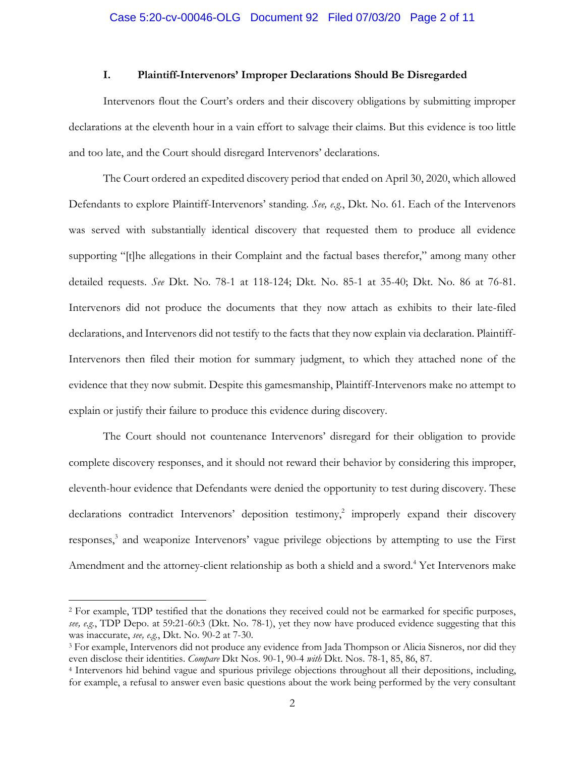## I. Plaintiff-Intervenors' Improper Declarations Should Be Disregarded

Intervenors flout the Court's orders and their discovery obligations by submitting improper declarations at the eleventh hour in a vain effort to salvage their claims. But this evidence is too little and too late, and the Court should disregard Intervenors' declarations.

The Court ordered an expedited discovery period that ended on April 30, 2020, which allowed Defendants to explore Plaintiff-Intervenors' standing. *See, e.g.*, Dkt. No. 61. Each of the Intervenors was served with substantially identical discovery that requested them to produce all evidence supporting "[t]he allegations in their Complaint and the factual bases therefor," among many other detailed requests. *See* Dkt. No. 78-1 at 118-124; Dkt. No. 85-1 at 35-40; Dkt. No. 86 at 76-81. Intervenors did not produce the documents that they now attach as exhibits to their late-filed declarations, and Intervenors did not testify to the facts that they now explain via declaration. Plaintiff-Intervenors then filed their motion for summary judgment, to which they attached none of the evidence that they now submit. Despite this gamesmanship, Plaintiff-Intervenors make no attempt to explain or justify their failure to produce this evidence during discovery.

The Court should not countenance Intervenors' disregard for their obligation to provide complete discovery responses, and it should not reward their behavior by considering this improper, eleventh-hour evidence that Defendants were denied the opportunity to test during discovery. These declarations contradict Intervenors' deposition testimony,[2] improperly expand their discovery responses,[3] and weaponize Intervenors' vague privilege objections by attempting to use the First Amendment and the attorney-client relationship as both a shield and a sword.[4] Yet Intervenors make

---

[2] For example, TDP testified that the donations they received could not be earmarked for specific purposes, *see, e.g.*, TDP Depo. at 59:21-60:3 (Dkt. No. 78-1), yet they now have produced evidence suggesting that this was inaccurate, *see, e.g.*, Dkt. No. 90-2 at 7-30.

[3] For example, Intervenors did not produce any evidence from Jada Thompson or Alicia Sisneros, nor did they even disclose their identities. *Compare* Dkt Nos. 90-1, 90-4 *with* Dkt. Nos. 78-1, 85, 86, 87.

[4] Intervenors hid behind vague and spurious privilege objections throughout all their depositions, including, for example, a refusal to answer even basic questions about the work being performed by the very consultant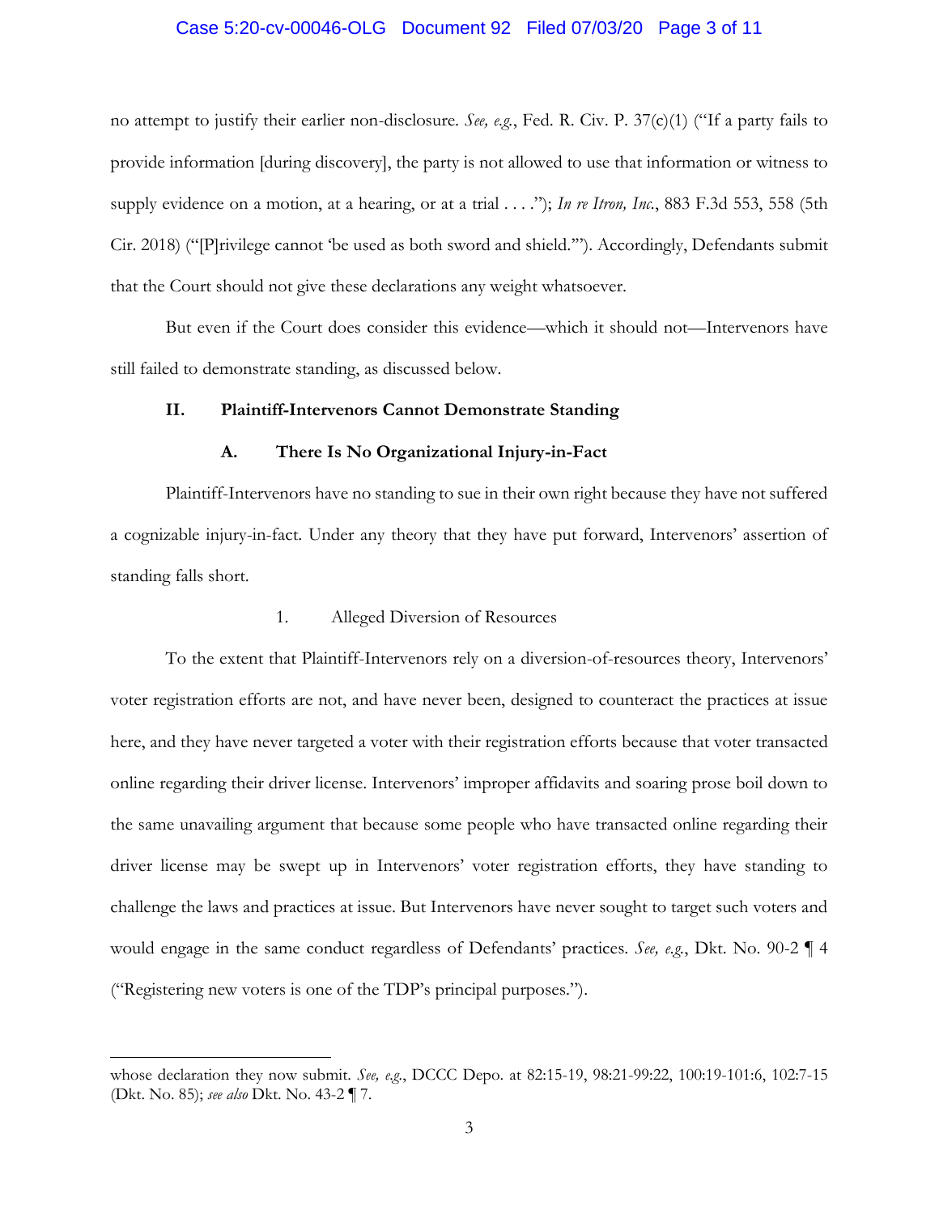no attempt to justify their earlier non-disclosure. *See, e.g.*, Fed. R. Civ. P. 37(c)(1) ("If a party fails to provide information [during discovery], the party is not allowed to use that information or witness to supply evidence on a motion, at a hearing, or at a trial . . . ."); *In re Itron, Inc.*, 883 F.3d 553, 558 (5th Cir. 2018) ("[P]rivilege cannot 'be used as both sword and shield.'"). Accordingly, Defendants submit that the Court should not give these declarations any weight whatsoever.

But even if the Court does consider this evidence—which it should not—Intervenors have still failed to demonstrate standing, as discussed below.

## II. Plaintiff-Intervenors Cannot Demonstrate Standing

### A. There Is No Organizational Injury-in-Fact

Plaintiff-Intervenors have no standing to sue in their own right because they have not suffered a cognizable injury-in-fact. Under any theory that they have put forward, Intervenors' assertion of standing falls short.

#### 1. Alleged Diversion of Resources

To the extent that Plaintiff-Intervenors rely on a diversion-of-resources theory, Intervenors' voter registration efforts are not, and have never been, designed to counteract the practices at issue here, and they have never targeted a voter with their registration efforts because that voter transacted online regarding their driver license. Intervenors' improper affidavits and soaring prose boil down to the same unavailing argument that because some people who have transacted online regarding their driver license may be swept up in Intervenors' voter registration efforts, they have standing to challenge the laws and practices at issue. But Intervenors have never sought to target such voters and would engage in the same conduct regardless of Defendants' practices. *See, e.g.*, Dkt. No. 90-2 ¶ 4 ("Registering new voters is one of the TDP's principal purposes.").

---

whose declaration they now submit. *See, e.g.*, DCCC Depo. at 82:15-19, 98:21-99:22, 100:19-101:6, 102:7-15 (Dkt. No. 85); *see also* Dkt. No. 43-2 ¶ 7.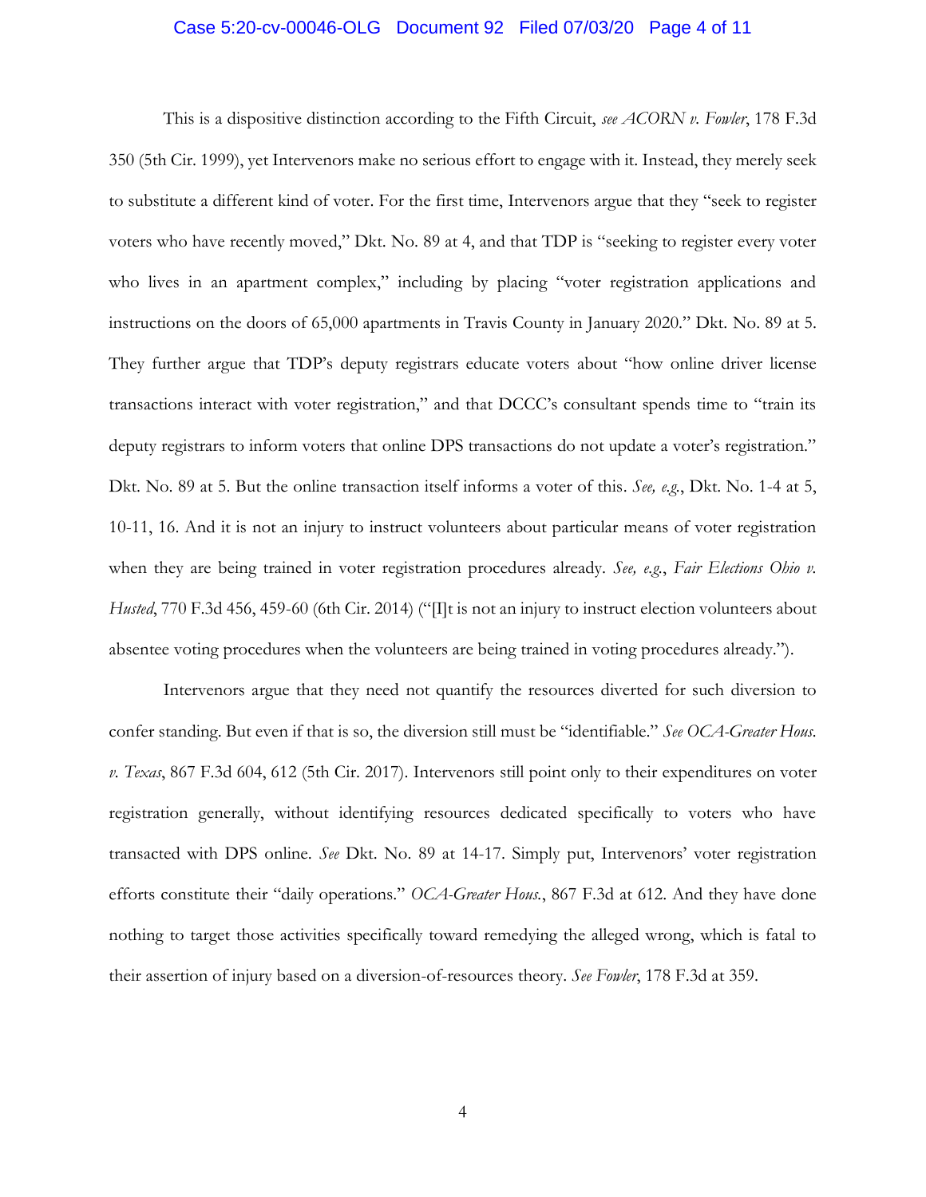This is a dispositive distinction according to the Fifth Circuit, *see ACORN v. Fowler*, 178 F.3d 350 (5th Cir. 1999), yet Intervenors make no serious effort to engage with it. Instead, they merely seek to substitute a different kind of voter. For the first time, Intervenors argue that they "seek to register voters who have recently moved," Dkt. No. 89 at 4, and that TDP is "seeking to register every voter who lives in an apartment complex," including by placing "voter registration applications and instructions on the doors of 65,000 apartments in Travis County in January 2020." Dkt. No. 89 at 5. They further argue that TDP's deputy registrars educate voters about "how online driver license transactions interact with voter registration," and that DCCC's consultant spends time to "train its deputy registrars to inform voters that online DPS transactions do not update a voter's registration." Dkt. No. 89 at 5. But the online transaction itself informs a voter of this. *See, e.g.*, Dkt. No. 1-4 at 5, 10-11, 16. And it is not an injury to instruct volunteers about particular means of voter registration when they are being trained in voter registration procedures already. *See, e.g.*, *Fair Elections Ohio v. Husted*, 770 F.3d 456, 459-60 (6th Cir. 2014) ("[I]t is not an injury to instruct election volunteers about absentee voting procedures when the volunteers are being trained in voting procedures already.").

Intervenors argue that they need not quantify the resources diverted for such diversion to confer standing. But even if that is so, the diversion still must be "identifiable." *See OCA-Greater Hous. v. Texas*, 867 F.3d 604, 612 (5th Cir. 2017). Intervenors still point only to their expenditures on voter registration generally, without identifying resources dedicated specifically to voters who have transacted with DPS online. *See* Dkt. No. 89 at 14-17. Simply put, Intervenors' voter registration efforts constitute their "daily operations." *OCA-Greater Hous.*, 867 F.3d at 612. And they have done nothing to target those activities specifically toward remedying the alleged wrong, which is fatal to their assertion of injury based on a diversion-of-resources theory. *See Fowler*, 178 F.3d at 359.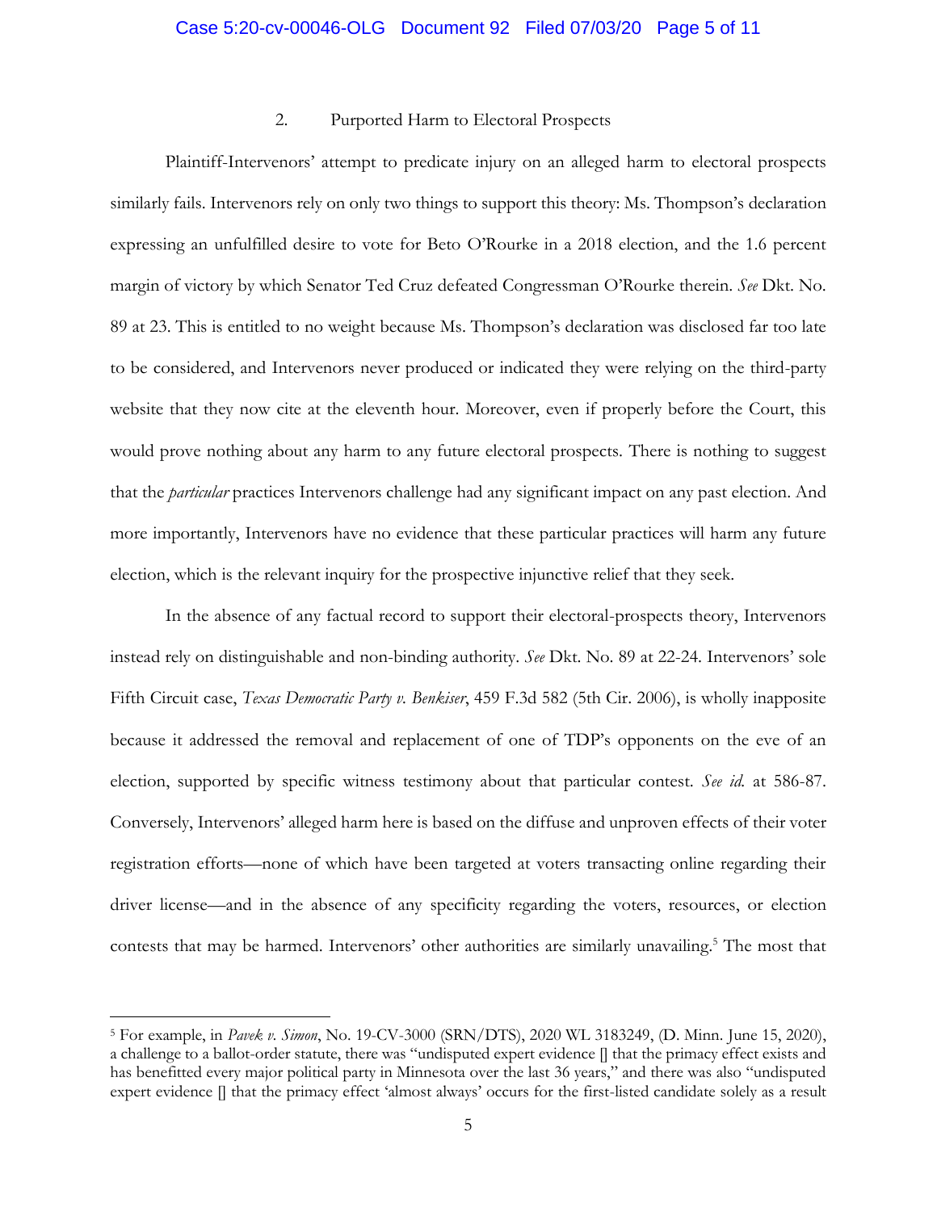### 2. Purported Harm to Electoral Prospects

Plaintiff-Intervenors' attempt to predicate injury on an alleged harm to electoral prospects similarly fails. Intervenors rely on only two things to support this theory: Ms. Thompson's declaration expressing an unfulfilled desire to vote for Beto O'Rourke in a 2018 election, and the 1.6 percent margin of victory by which Senator Ted Cruz defeated Congressman O'Rourke therein. *See* Dkt. No. 89 at 23. This is entitled to no weight because Ms. Thompson's declaration was disclosed far too late to be considered, and Intervenors never produced or indicated they were relying on the third-party website that they now cite at the eleventh hour. Moreover, even if properly before the Court, this would prove nothing about any harm to any future electoral prospects. There is nothing to suggest that the *particular* practices Intervenors challenge had any significant impact on any past election. And more importantly, Intervenors have no evidence that these particular practices will harm any future election, which is the relevant inquiry for the prospective injunctive relief that they seek.

In the absence of any factual record to support their electoral-prospects theory, Intervenors instead rely on distinguishable and non-binding authority. *See* Dkt. No. 89 at 22-24. Intervenors' sole Fifth Circuit case, *Texas Democratic Party v. Benkiser*, 459 F.3d 582 (5th Cir. 2006), is wholly inapposite because it addressed the removal and replacement of one of TDP's opponents on the eve of an election, supported by specific witness testimony about that particular contest. *See id.* at 586-87. Conversely, Intervenors' alleged harm here is based on the diffuse and unproven effects of their voter registration efforts—none of which have been targeted at voters transacting online regarding their driver license—and in the absence of any specificity regarding the voters, resources, or election contests that may be harmed. Intervenors' other authorities are similarly unavailing.[5] The most that

---

[5] For example, in *Pavek v. Simon*, No. 19-CV-3000 (SRN/DTS), 2020 WL 3183249, (D. Minn. June 15, 2020), a challenge to a ballot-order statute, there was "undisputed expert evidence [] that the primacy effect exists and has benefitted every major political party in Minnesota over the last 36 years," and there was also "undisputed expert evidence [] that the primacy effect 'almost always' occurs for the first-listed candidate solely as a result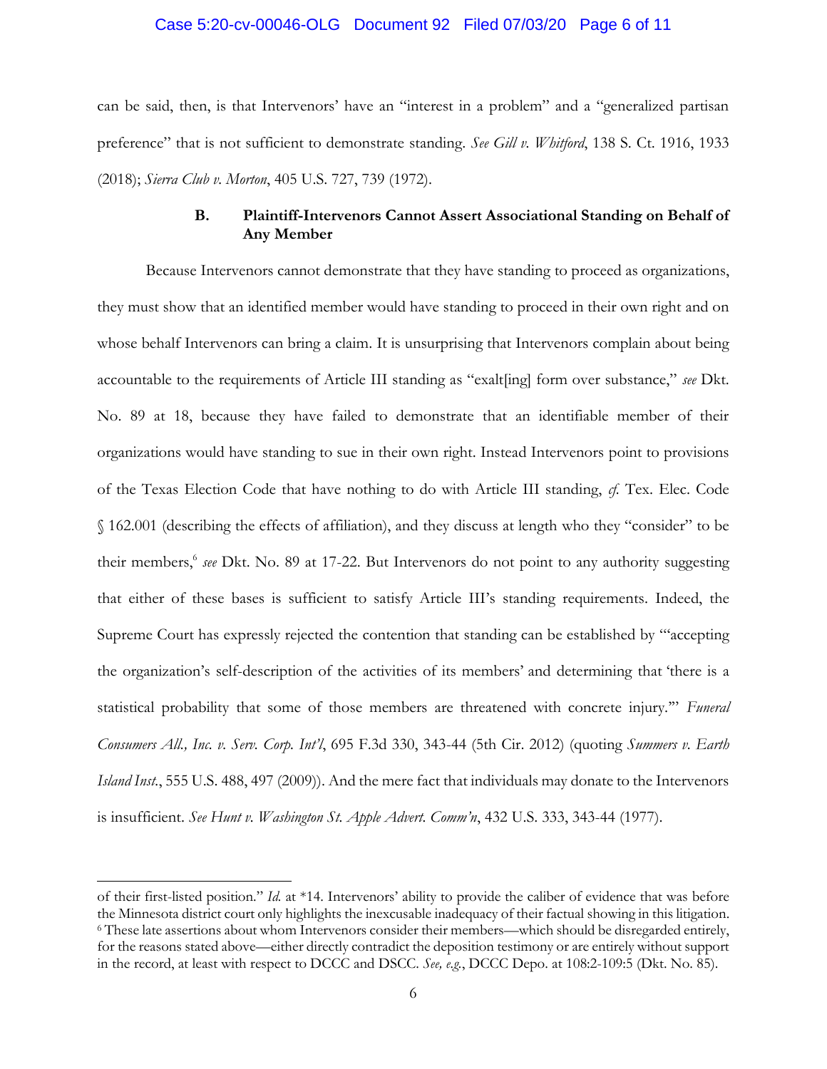can be said, then, is that Intervenors' have an "interest in a problem" and a "generalized partisan preference" that is not sufficient to demonstrate standing. *See Gill v. Whitford*, 138 S. Ct. 1916, 1933 (2018); *Sierra Club v. Morton*, 405 U.S. 727, 739 (1972).

### B. Plaintiff-Intervenors Cannot Assert Associational Standing on Behalf of Any Member

Because Intervenors cannot demonstrate that they have standing to proceed as organizations, they must show that an identified member would have standing to proceed in their own right and on whose behalf Intervenors can bring a claim. It is unsurprising that Intervenors complain about being accountable to the requirements of Article III standing as "exalt[ing] form over substance," *see* Dkt. No. 89 at 18, because they have failed to demonstrate that an identifiable member of their organizations would have standing to sue in their own right. Instead Intervenors point to provisions of the Texas Election Code that have nothing to do with Article III standing, *cf.* Tex. Elec. Code § 162.001 (describing the effects of affiliation), and they discuss at length who they "consider" to be their members,[6] *see* Dkt. No. 89 at 17-22. But Intervenors do not point to any authority suggesting that either of these bases is sufficient to satisfy Article III's standing requirements. Indeed, the Supreme Court has expressly rejected the contention that standing can be established by "'accepting the organization's self-description of the activities of its members' and determining that 'there is a statistical probability that some of those members are threatened with concrete injury.'" *Funeral Consumers All., Inc. v. Serv. Corp. Int'l*, 695 F.3d 330, 343-44 (5th Cir. 2012) (quoting *Summers v. Earth Island Inst.*, 555 U.S. 488, 497 (2009)). And the mere fact that individuals may donate to the Intervenors is insufficient. *See Hunt v. Washington St. Apple Advert. Comm'n*, 432 U.S. 333, 343-44 (1977).

---

of their first-listed position." *Id.* at *14. Intervenors' ability to provide the caliber of evidence that was before the Minnesota district court only highlights the inexcusable inadequacy of their factual showing in this litigation.

[6] These late assertions about whom Intervenors consider their members—which should be disregarded entirely, for the reasons stated above—either directly contradict the deposition testimony or are entirely without support in the record, at least with respect to DCCC and DSCC. *See, e.g.*, DCCC Depo. at 108:2-109:5 (Dkt. No. 85).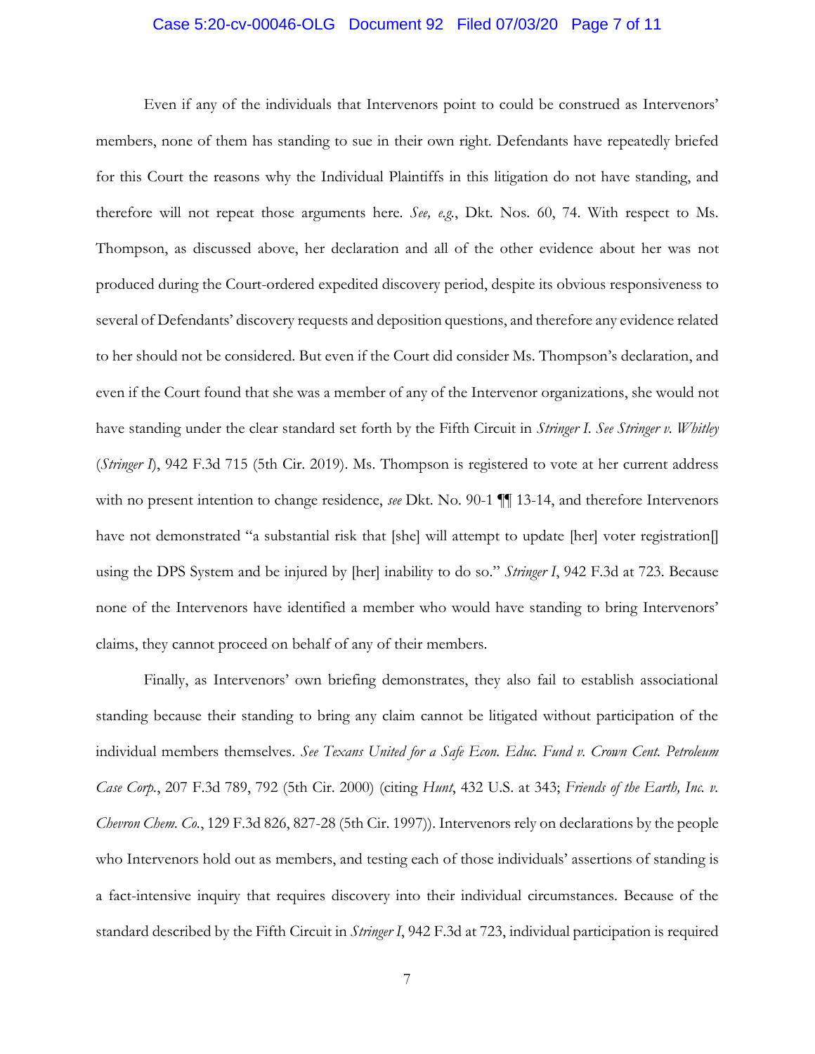Even if any of the individuals that Intervenors point to could be construed as Intervenors' members, none of them has standing to sue in their own right. Defendants have repeatedly briefed for this Court the reasons why the Individual Plaintiffs in this litigation do not have standing, and therefore will not repeat those arguments here. *See, e.g.*, Dkt. Nos. 60, 74. With respect to Ms. Thompson, as discussed above, her declaration and all of the other evidence about her was not produced during the Court-ordered expedited discovery period, despite its obvious responsiveness to several of Defendants' discovery requests and deposition questions, and therefore any evidence related to her should not be considered. But even if the Court did consider Ms. Thompson's declaration, and even if the Court found that she was a member of any of the Intervenor organizations, she would not have standing under the clear standard set forth by the Fifth Circuit in *Stringer I*. *See Stringer v. Whitley* (*Stringer I*), 942 F.3d 715 (5th Cir. 2019). Ms. Thompson is registered to vote at her current address with no present intention to change residence, *see* Dkt. No. 90-1 ¶¶ 13-14, and therefore Intervenors have not demonstrated "a substantial risk that [she] will attempt to update [her] voter registration[] using the DPS System and be injured by [her] inability to do so." *Stringer I*, 942 F.3d at 723. Because none of the Intervenors have identified a member who would have standing to bring Intervenors' claims, they cannot proceed on behalf of any of their members.

Finally, as Intervenors' own briefing demonstrates, they also fail to establish associational standing because their standing to bring any claim cannot be litigated without participation of the individual members themselves. *See Texans United for a Safe Econ. Educ. Fund v. Crown Cent. Petroleum Case Corp.*, 207 F.3d 789, 792 (5th Cir. 2000) (citing *Hunt*, 432 U.S. at 343; *Friends of the Earth, Inc. v. Chevron Chem. Co.*, 129 F.3d 826, 827-28 (5th Cir. 1997)). Intervenors rely on declarations by the people who Intervenors hold out as members, and testing each of those individuals' assertions of standing is a fact-intensive inquiry that requires discovery into their individual circumstances. Because of the standard described by the Fifth Circuit in *Stringer I*, 942 F.3d at 723, individual participation is required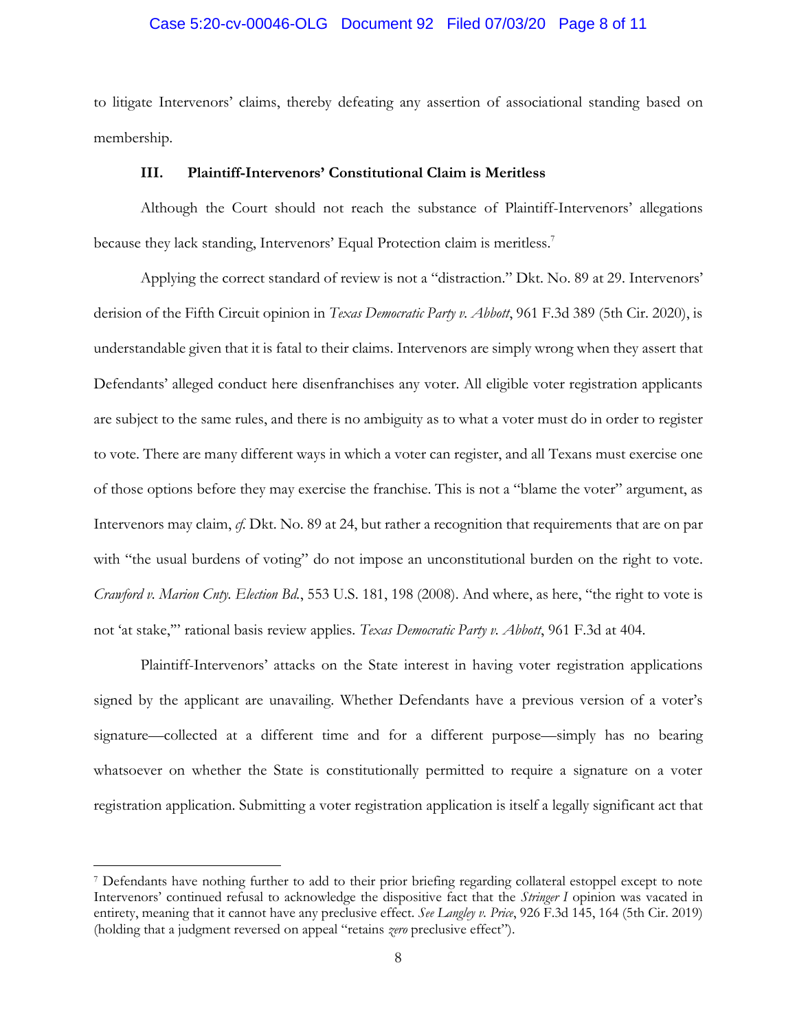to litigate Intervenors' claims, thereby defeating any assertion of associational standing based on membership.

### III. Plaintiff-Intervenors' Constitutional Claim is Meritless

Although the Court should not reach the substance of Plaintiff-Intervenors' allegations because they lack standing, Intervenors' Equal Protection claim is meritless.[7]

Applying the correct standard of review is not a "distraction." Dkt. No. 89 at 29. Intervenors' derision of the Fifth Circuit opinion in *Texas Democratic Party v. Abbott*, 961 F.3d 389 (5th Cir. 2020), is understandable given that it is fatal to their claims. Intervenors are simply wrong when they assert that Defendants' alleged conduct here disenfranchises any voter. All eligible voter registration applicants are subject to the same rules, and there is no ambiguity as to what a voter must do in order to register to vote. There are many different ways in which a voter can register, and all Texans must exercise one of those options before they may exercise the franchise. This is not a "blame the voter" argument, as Intervenors may claim, *cf.* Dkt. No. 89 at 24, but rather a recognition that requirements that are on par with "the usual burdens of voting" do not impose an unconstitutional burden on the right to vote. *Crawford v. Marion Cnty. Election Bd.*, 553 U.S. 181, 198 (2008). And where, as here, "the right to vote is not 'at stake,'" rational basis review applies. *Texas Democratic Party v. Abbott*, 961 F.3d at 404.

Plaintiff-Intervenors' attacks on the State interest in having voter registration applications signed by the applicant are unavailing. Whether Defendants have a previous version of a voter's signature—collected at a different time and for a different purpose—simply has no bearing whatsoever on whether the State is constitutionally permitted to require a signature on a voter registration application. Submitting a voter registration application is itself a legally significant act that

---

[7] Defendants have nothing further to add to their prior briefing regarding collateral estoppel except to note Intervenors' continued refusal to acknowledge the dispositive fact that the *Stringer I* opinion was vacated in entirety, meaning that it cannot have any preclusive effect. *See Langley v. Price*, 926 F.3d 145, 164 (5th Cir. 2019) (holding that a judgment reversed on appeal "retains *zero* preclusive effect").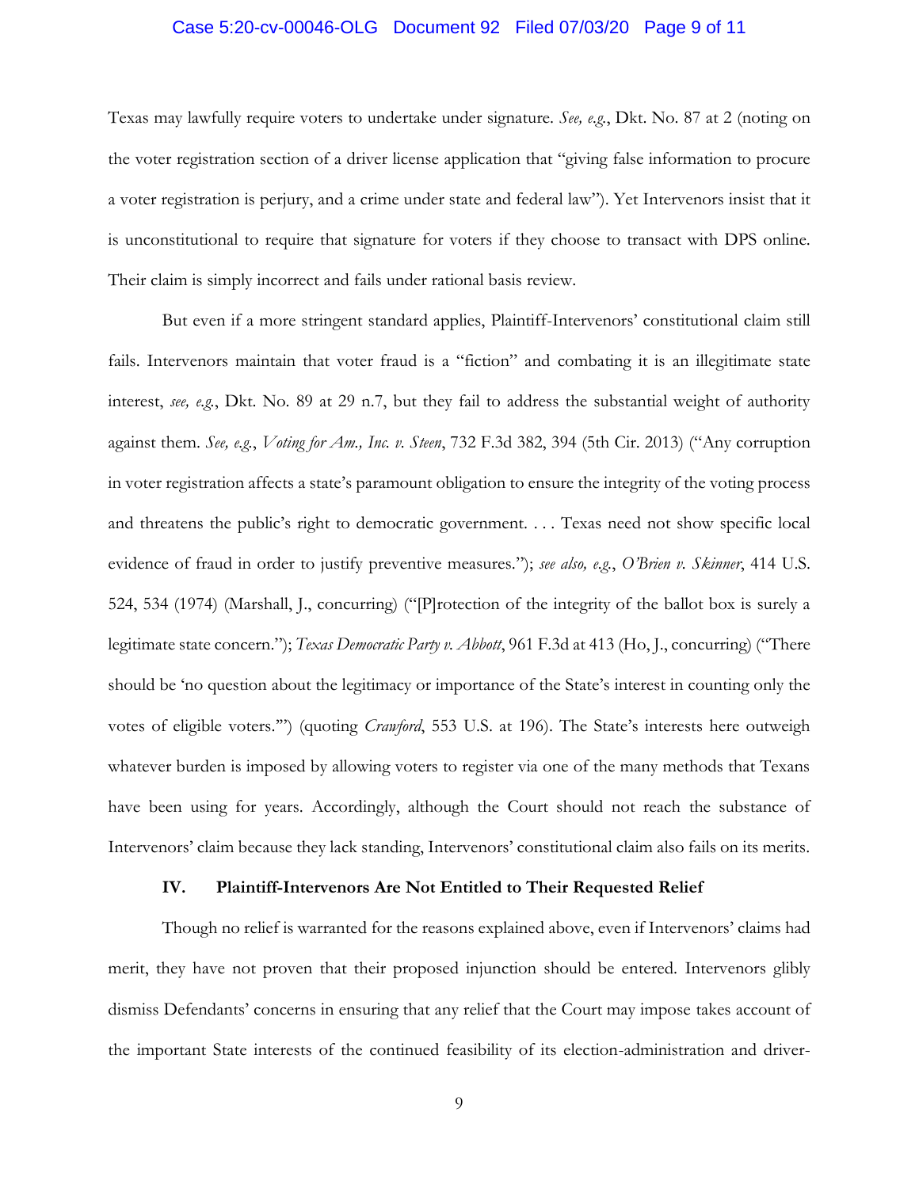Texas may lawfully require voters to undertake under signature. *See, e.g.*, Dkt. No. 87 at 2 (noting on the voter registration section of a driver license application that "giving false information to procure a voter registration is perjury, and a crime under state and federal law"). Yet Intervenors insist that it is unconstitutional to require that signature for voters if they choose to transact with DPS online. Their claim is simply incorrect and fails under rational basis review.

But even if a more stringent standard applies, Plaintiff-Intervenors' constitutional claim still fails. Intervenors maintain that voter fraud is a "fiction" and combating it is an illegitimate state interest, *see, e.g.*, Dkt. No. 89 at 29 n.7, but they fail to address the substantial weight of authority against them. *See, e.g.*, *Voting for Am., Inc. v. Steen*, 732 F.3d 382, 394 (5th Cir. 2013) ("Any corruption in voter registration affects a state's paramount obligation to ensure the integrity of the voting process and threatens the public's right to democratic government. . . . Texas need not show specific local evidence of fraud in order to justify preventive measures."); *see also, e.g.*, *O'Brien v. Skinner*, 414 U.S. 524, 534 (1974) (Marshall, J., concurring) ("[P]rotection of the integrity of the ballot box is surely a legitimate state concern."); *Texas Democratic Party v. Abbott*, 961 F.3d at 413 (Ho, J., concurring) ("There should be 'no question about the legitimacy or importance of the State's interest in counting only the votes of eligible voters.'") (quoting *Crawford*, 553 U.S. at 196). The State's interests here outweigh whatever burden is imposed by allowing voters to register via one of the many methods that Texans have been using for years. Accordingly, although the Court should not reach the substance of Intervenors' claim because they lack standing, Intervenors' constitutional claim also fails on its merits.

### IV. Plaintiff-Intervenors Are Not Entitled to Their Requested Relief

Though no relief is warranted for the reasons explained above, even if Intervenors' claims had merit, they have not proven that their proposed injunction should be entered. Intervenors glibly dismiss Defendants' concerns in ensuring that any relief that the Court may impose takes account of the important State interests of the continued feasibility of its election-administration and driver-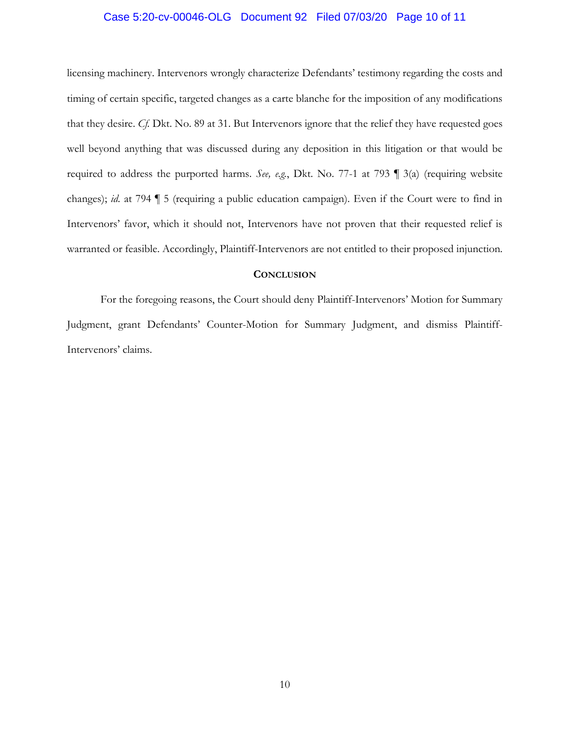licensing machinery. Intervenors wrongly characterize Defendants' testimony regarding the costs and timing of certain specific, targeted changes as a carte blanche for the imposition of any modifications that they desire. *Cf.* Dkt. No. 89 at 31. But Intervenors ignore that the relief they have requested goes well beyond anything that was discussed during any deposition in this litigation or that would be required to address the purported harms. *See, e.g.*, Dkt. No. 77-1 at 793 ¶ 3(a) (requiring website changes); *id.* at 794 ¶ 5 (requiring a public education campaign). Even if the Court were to find in Intervenors' favor, which it should not, Intervenors have not proven that their requested relief is warranted or feasible. Accordingly, Plaintiff-Intervenors are not entitled to their proposed injunction.

## CONCLUSION

For the foregoing reasons, the Court should deny Plaintiff-Intervenors' Motion for Summary Judgment, grant Defendants' Counter-Motion for Summary Judgment, and dismiss Plaintiff-Intervenors' claims.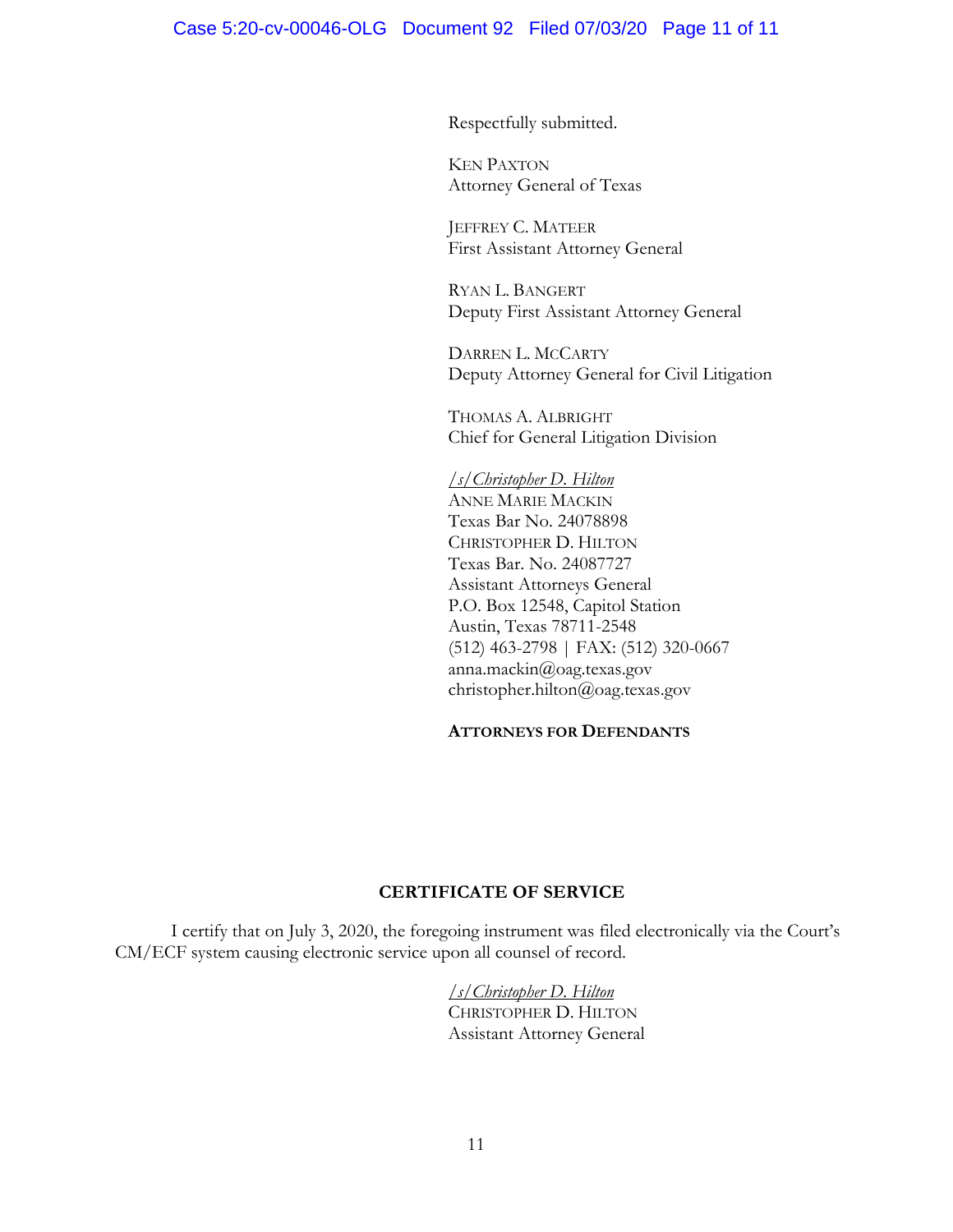Respectfully submitted.

KEN PAXTON
Attorney General of Texas

JEFFREY C. MATEER
First Assistant Attorney General

RYAN L. BANGERT
Deputy First Assistant Attorney General

DARREN L. MCCARTY
Deputy Attorney General for Civil Litigation

THOMAS A. ALBRIGHT
Chief for General Litigation Division

*/s/Christopher D. Hilton*
ANNE MARIE MACKIN
Texas Bar No. 24078898
CHRISTOPHER D. HILTON
Texas Bar. No. 24087727
Assistant Attorneys General
P.O. Box 12548, Capitol Station
Austin, Texas 78711-2548
(512) 463-2798 | FAX: (512) 320-0667
anna.mackin@oag.texas.gov
christopher.hilton@oag.texas.gov

**ATTORNEYS FOR DEFENDANTS**

**CERTIFICATE OF SERVICE**

I certify that on July 3, 2020, the foregoing instrument was filed electronically via the Court's CM/ECF system causing electronic service upon all counsel of record.

*/s/Christopher D. Hilton*
CHRISTOPHER D. HILTON
Assistant Attorney General